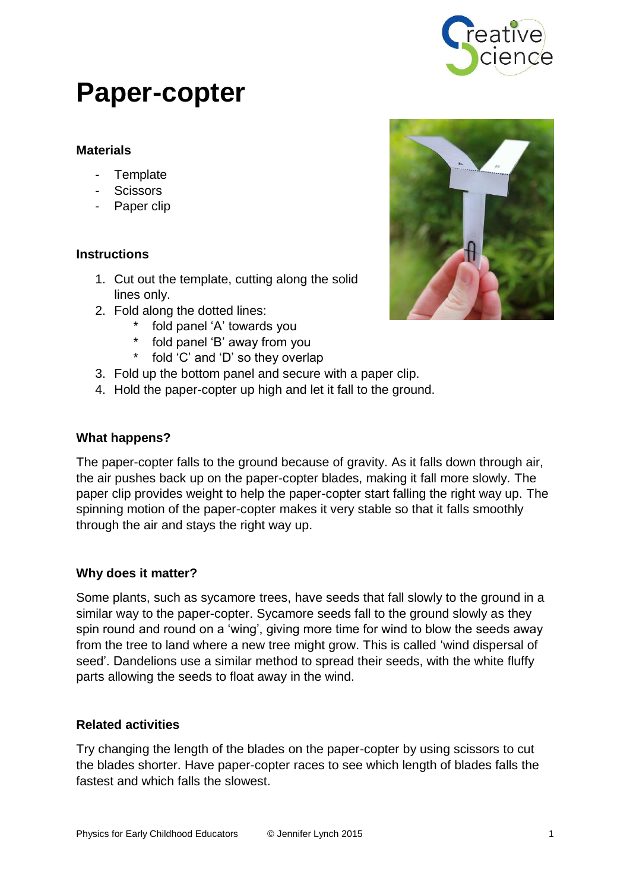# Paper-copter

### Materials

- Template
- Scissors
- Paper clip

### Instructions

1. Cut out the template, cutting along the solid lines only.
2. Fold along the dotted lines:
   * fold panel 'A' towards you
   * fold panel 'B' away from you
   * fold 'C' and 'D' so they overlap
3. Fold up the bottom panel and secure with a paper clip.
4. Hold the paper-copter up high and let it fall to the ground.

### What happens?

The paper-copter falls to the ground because of gravity. As it falls down through air, the air pushes back up on the paper-copter blades, making it fall more slowly. The paper clip provides weight to help the paper-copter start falling the right way up. The spinning motion of the paper-copter makes it very stable so that it falls smoothly through the air and stays the right way up.

### Why does it matter?

Some plants, such as sycamore trees, have seeds that fall slowly to the ground in a similar way to the paper-copter. Sycamore seeds fall to the ground slowly as they spin round and round on a 'wing', giving more time for wind to blow the seeds away from the tree to land where a new tree might grow. This is called 'wind dispersal of seed'. Dandelions use a similar method to spread their seeds, with the white fluffy parts allowing the seeds to float away in the wind.

### Related activities

Try changing the length of the blades on the paper-copter by using scissors to cut the blades shorter. Have paper-copter races to see which length of blades falls the fastest and which falls the slowest.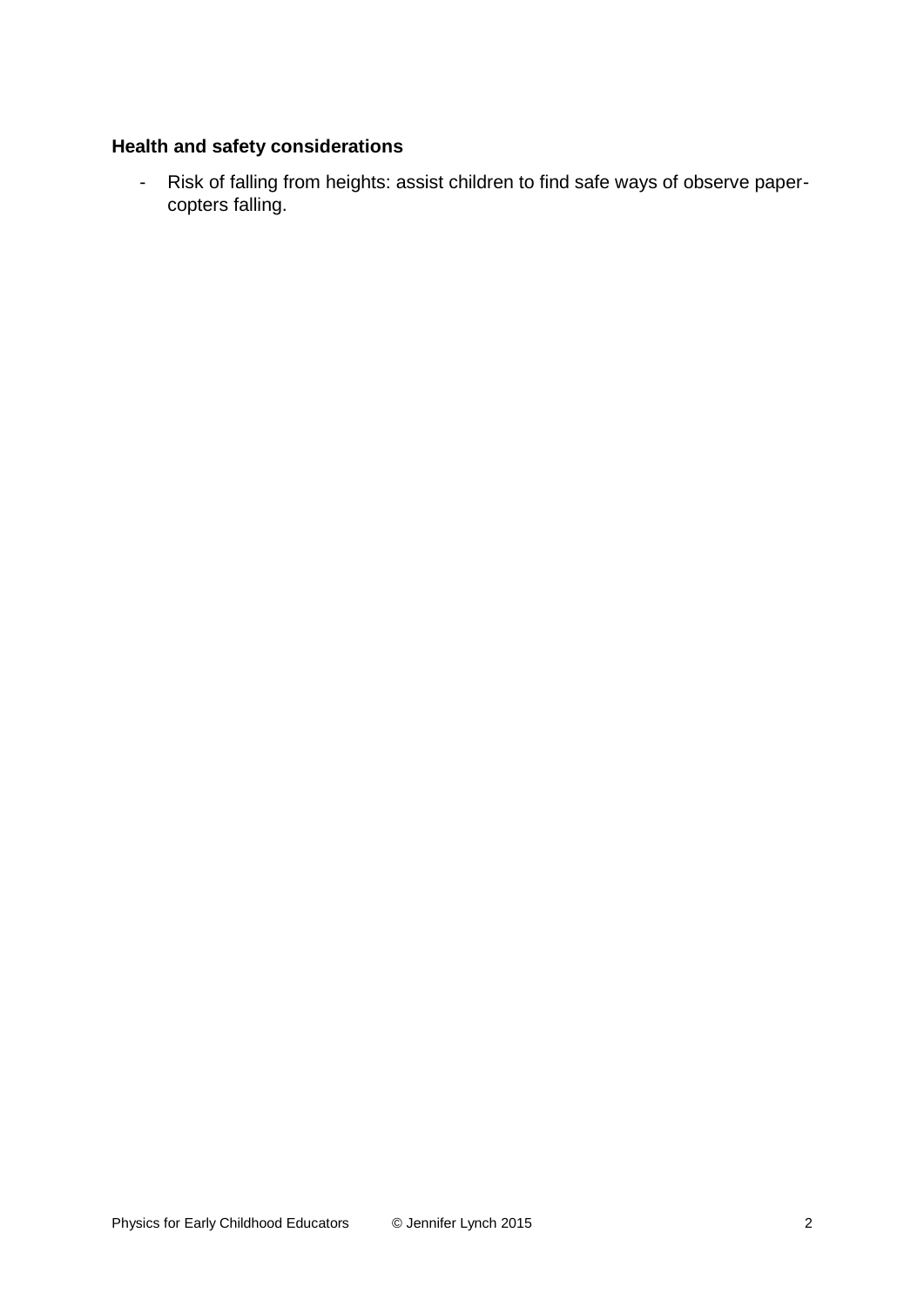**Health and safety considerations**

- Risk of falling from heights: assist children to find safe ways of observe paper-copters falling.